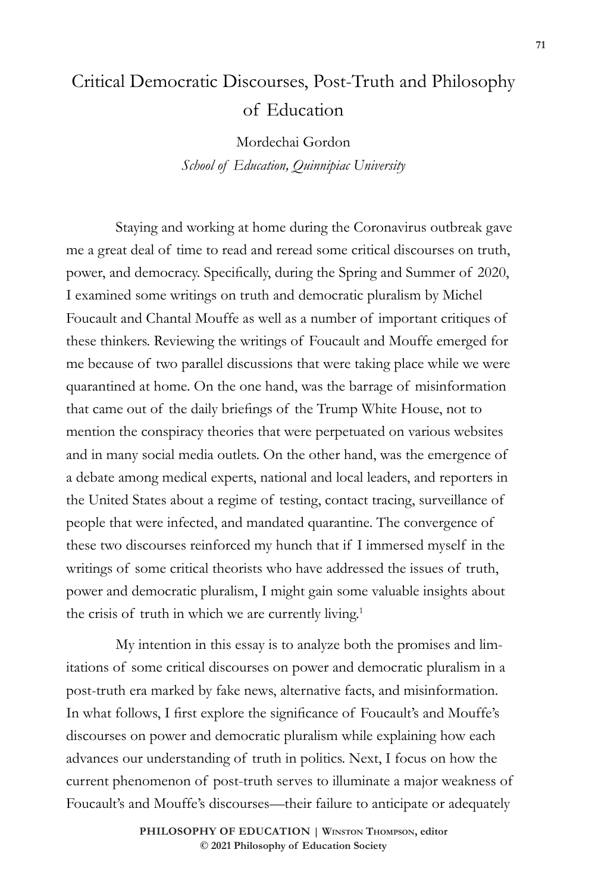# Critical Democratic Discourses, Post-Truth and Philosophy of Education

Mordechai Gordon

*School of Education, Quinnipiac University*

Staying and working at home during the Coronavirus outbreak gave me a great deal of time to read and reread some critical discourses on truth, power, and democracy. Specifically, during the Spring and Summer of 2020, I examined some writings on truth and democratic pluralism by Michel Foucault and Chantal Mouffe as well as a number of important critiques of these thinkers. Reviewing the writings of Foucault and Mouffe emerged for me because of two parallel discussions that were taking place while we were quarantined at home. On the one hand, was the barrage of misinformation that came out of the daily briefings of the Trump White House, not to mention the conspiracy theories that were perpetuated on various websites and in many social media outlets. On the other hand, was the emergence of a debate among medical experts, national and local leaders, and reporters in the United States about a regime of testing, contact tracing, surveillance of people that were infected, and mandated quarantine. The convergence of these two discourses reinforced my hunch that if I immersed myself in the writings of some critical theorists who have addressed the issues of truth, power and democratic pluralism, I might gain some valuable insights about the crisis of truth in which we are currently living.[1]

My intention in this essay is to analyze both the promises and limitations of some critical discourses on power and democratic pluralism in a post-truth era marked by fake news, alternative facts, and misinformation. In what follows, I first explore the significance of Foucault's and Mouffe's discourses on power and democratic pluralism while explaining how each advances our understanding of truth in politics. Next, I focus on how the current phenomenon of post-truth serves to illuminate a major weakness of Foucault's and Mouffe's discourses—their failure to anticipate or adequately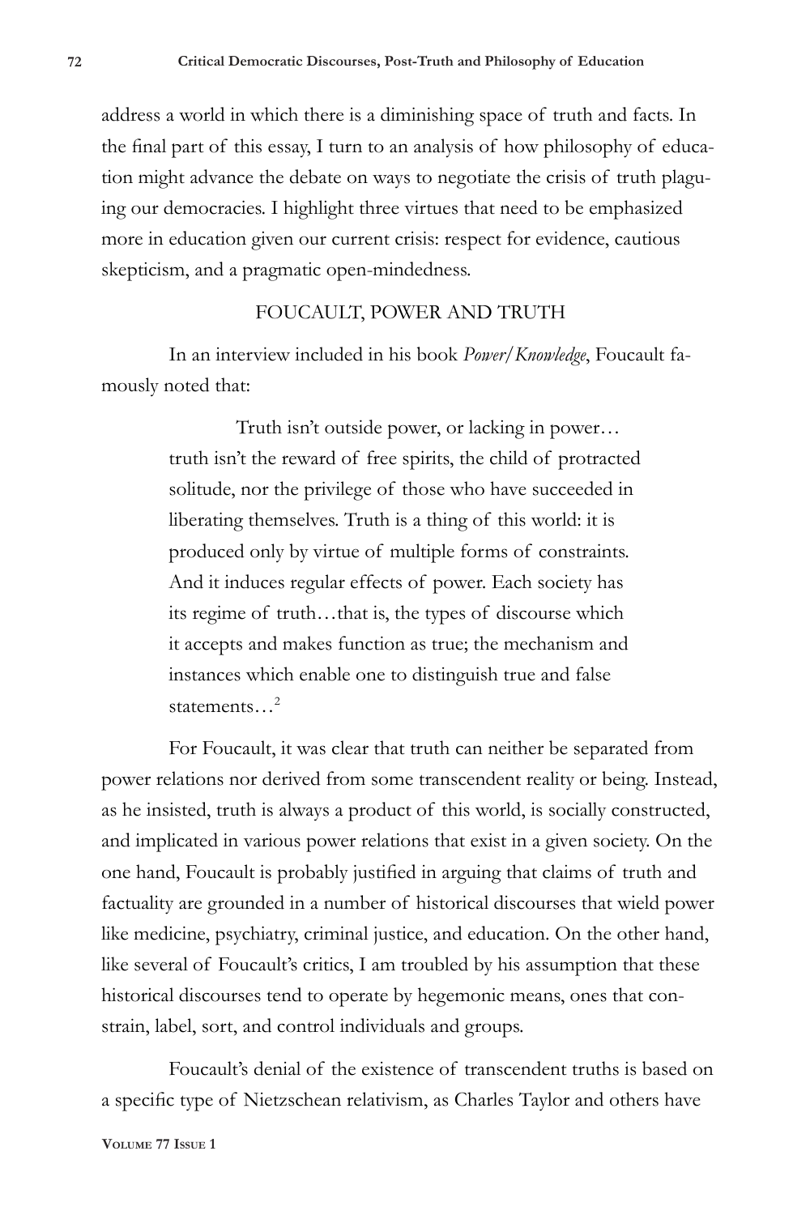address a world in which there is a diminishing space of truth and facts. In the final part of this essay, I turn to an analysis of how philosophy of education might advance the debate on ways to negotiate the crisis of truth plaguing our democracies. I highlight three virtues that need to be emphasized more in education given our current crisis: respect for evidence, cautious skepticism, and a pragmatic open-mindedness.

## FOUCAULT, POWER AND TRUTH

In an interview included in his book *Power/Knowledge*, Foucault famously noted that:

> Truth isn't outside power, or lacking in power… truth isn't the reward of free spirits, the child of protracted solitude, nor the privilege of those who have succeeded in liberating themselves. Truth is a thing of this world: it is produced only by virtue of multiple forms of constraints. And it induces regular effects of power. Each society has its regime of truth…that is, the types of discourse which it accepts and makes function as true; the mechanism and instances which enable one to distinguish true and false statements…[2]

For Foucault, it was clear that truth can neither be separated from power relations nor derived from some transcendent reality or being. Instead, as he insisted, truth is always a product of this world, is socially constructed, and implicated in various power relations that exist in a given society. On the one hand, Foucault is probably justified in arguing that claims of truth and factuality are grounded in a number of historical discourses that wield power like medicine, psychiatry, criminal justice, and education. On the other hand, like several of Foucault's critics, I am troubled by his assumption that these historical discourses tend to operate by hegemonic means, ones that constrain, label, sort, and control individuals and groups.

Foucault's denial of the existence of transcendent truths is based on a specific type of Nietzschean relativism, as Charles Taylor and others have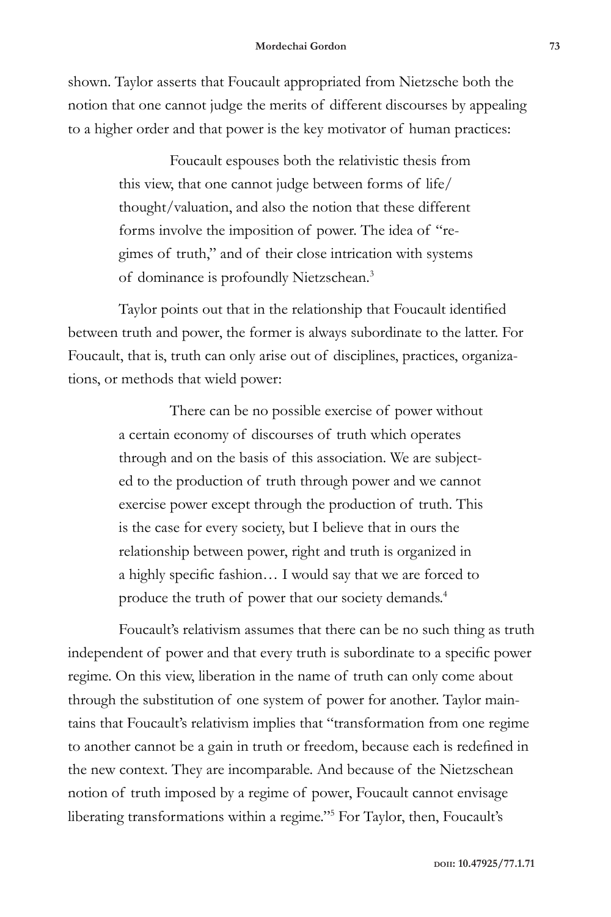shown. Taylor asserts that Foucault appropriated from Nietzsche both the notion that one cannot judge the merits of different discourses by appealing to a higher order and that power is the key motivator of human practices:

> Foucault espouses both the relativistic thesis from this view, that one cannot judge between forms of life/thought/valuation, and also the notion that these different forms involve the imposition of power. The idea of "regimes of truth," and of their close intrication with systems of dominance is profoundly Nietzschean.[3]

Taylor points out that in the relationship that Foucault identified between truth and power, the former is always subordinate to the latter. For Foucault, that is, truth can only arise out of disciplines, practices, organizations, or methods that wield power:

> There can be no possible exercise of power without a certain economy of discourses of truth which operates through and on the basis of this association. We are subjected to the production of truth through power and we cannot exercise power except through the production of truth. This is the case for every society, but I believe that in ours the relationship between power, right and truth is organized in a highly specific fashion… I would say that we are forced to produce the truth of power that our society demands.[4]

Foucault's relativism assumes that there can be no such thing as truth independent of power and that every truth is subordinate to a specific power regime. On this view, liberation in the name of truth can only come about through the substitution of one system of power for another. Taylor maintains that Foucault's relativism implies that "transformation from one regime to another cannot be a gain in truth or freedom, because each is redefined in the new context. They are incomparable. And because of the Nietzschean notion of truth imposed by a regime of power, Foucault cannot envisage liberating transformations within a regime."[5] For Taylor, then, Foucault's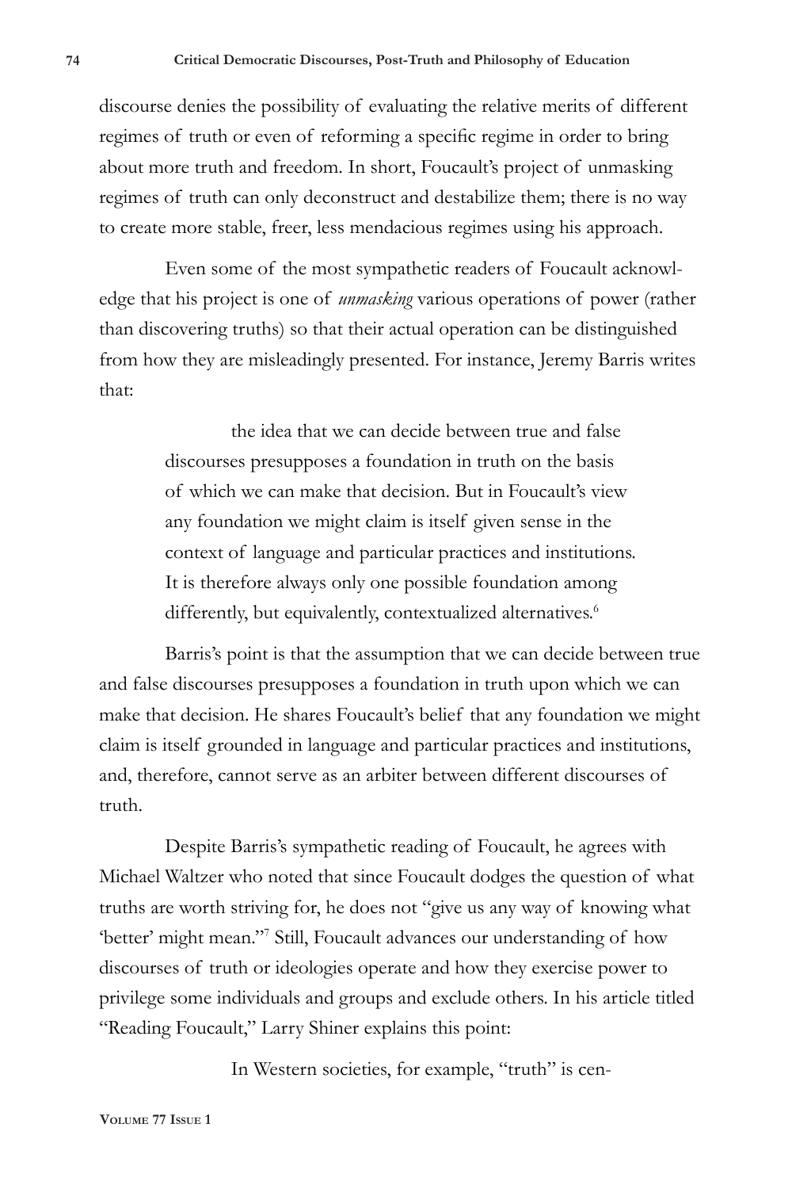discourse denies the possibility of evaluating the relative merits of different regimes of truth or even of reforming a specific regime in order to bring about more truth and freedom. In short, Foucault's project of unmasking regimes of truth can only deconstruct and destabilize them; there is no way to create more stable, freer, less mendacious regimes using his approach.

Even some of the most sympathetic readers of Foucault acknowledge that his project is one of *unmasking* various operations of power (rather than discovering truths) so that their actual operation can be distinguished from how they are misleadingly presented. For instance, Jeremy Barris writes that:

> the idea that we can decide between true and false discourses presupposes a foundation in truth on the basis of which we can make that decision. But in Foucault's view any foundation we might claim is itself given sense in the context of language and particular practices and institutions. It is therefore always only one possible foundation among differently, but equivalently, contextualized alternatives.[6]

Barris's point is that the assumption that we can decide between true and false discourses presupposes a foundation in truth upon which we can make that decision. He shares Foucault's belief that any foundation we might claim is itself grounded in language and particular practices and institutions, and, therefore, cannot serve as an arbiter between different discourses of truth.

Despite Barris's sympathetic reading of Foucault, he agrees with Michael Waltzer who noted that since Foucault dodges the question of what truths are worth striving for, he does not "give us any way of knowing what 'better' might mean."[7] Still, Foucault advances our understanding of how discourses of truth or ideologies operate and how they exercise power to privilege some individuals and groups and exclude others. In his article titled "Reading Foucault," Larry Shiner explains this point:

> In Western societies, for example, "truth" is cen-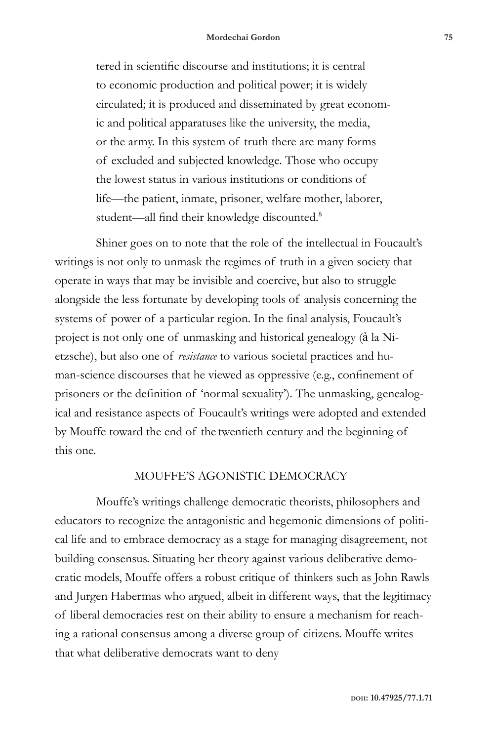tered in scientific discourse and institutions; it is central to economic production and political power; it is widely circulated; it is produced and disseminated by great economic and political apparatuses like the university, the media, or the army. In this system of truth there are many forms of excluded and subjected knowledge. Those who occupy the lowest status in various institutions or conditions of life—the patient, inmate, prisoner, welfare mother, laborer, student—all find their knowledge discounted.[8]

Shiner goes on to note that the role of the intellectual in Foucault's writings is not only to unmask the regimes of truth in a given society that operate in ways that may be invisible and coercive, but also to struggle alongside the less fortunate by developing tools of analysis concerning the systems of power of a particular region. In the final analysis, Foucault's project is not only one of unmasking and historical genealogy (à la Nietzsche), but also one of *resistance* to various societal practices and human-science discourses that he viewed as oppressive (e.g., confinement of prisoners or the definition of 'normal sexuality'). The unmasking, genealogical and resistance aspects of Foucault's writings were adopted and extended by Mouffe toward the end of the twentieth century and the beginning of this one.

## MOUFFE'S AGONISTIC DEMOCRACY

Mouffe's writings challenge democratic theorists, philosophers and educators to recognize the antagonistic and hegemonic dimensions of political life and to embrace democracy as a stage for managing disagreement, not building consensus. Situating her theory against various deliberative democratic models, Mouffe offers a robust critique of thinkers such as John Rawls and Jurgen Habermas who argued, albeit in different ways, that the legitimacy of liberal democracies rest on their ability to ensure a mechanism for reaching a rational consensus among a diverse group of citizens. Mouffe writes that what deliberative democrats want to deny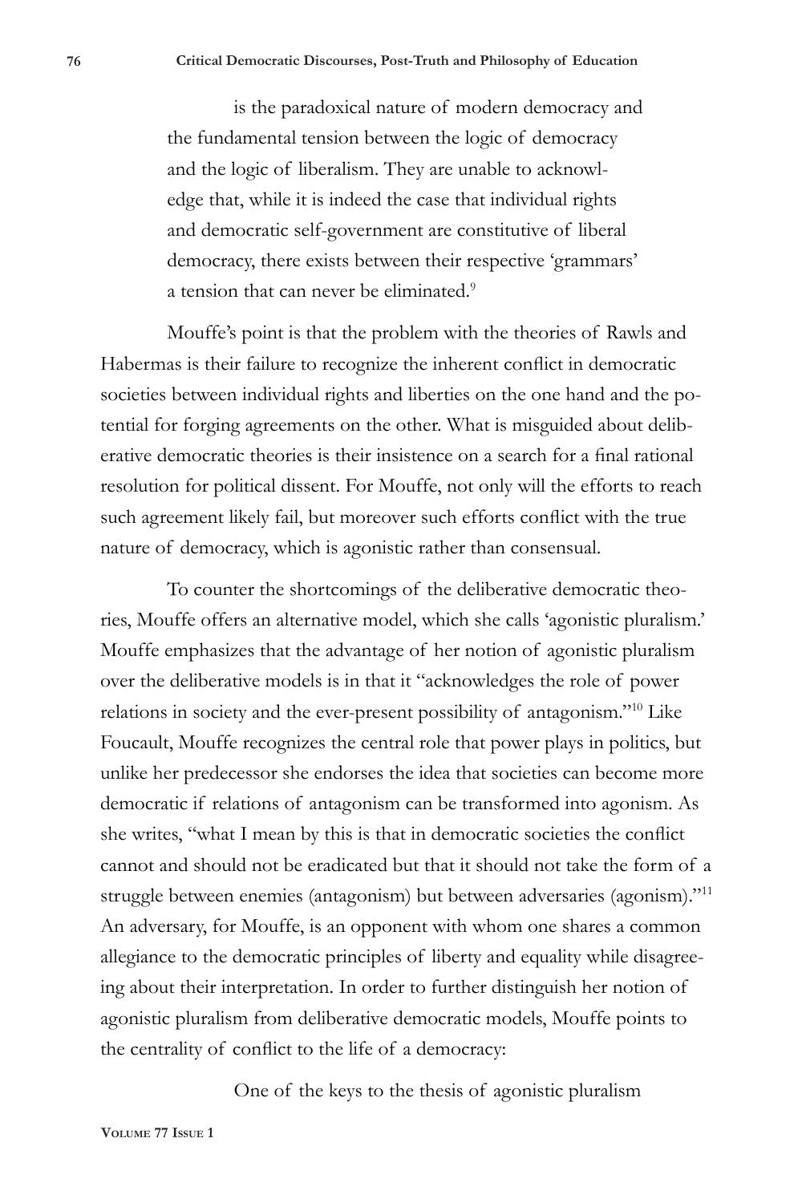> is the paradoxical nature of modern democracy and the fundamental tension between the logic of democracy and the logic of liberalism. They are unable to acknowledge that, while it is indeed the case that individual rights and democratic self-government are constitutive of liberal democracy, there exists between their respective 'grammars' a tension that can never be eliminated.[9]

Mouffe's point is that the problem with the theories of Rawls and Habermas is their failure to recognize the inherent conflict in democratic societies between individual rights and liberties on the one hand and the potential for forging agreements on the other. What is misguided about deliberative democratic theories is their insistence on a search for a final rational resolution for political dissent. For Mouffe, not only will the efforts to reach such agreement likely fail, but moreover such efforts conflict with the true nature of democracy, which is agonistic rather than consensual.

To counter the shortcomings of the deliberative democratic theories, Mouffe offers an alternative model, which she calls 'agonistic pluralism.' Mouffe emphasizes that the advantage of her notion of agonistic pluralism over the deliberative models is in that it "acknowledges the role of power relations in society and the ever-present possibility of antagonism."[10] Like Foucault, Mouffe recognizes the central role that power plays in politics, but unlike her predecessor she endorses the idea that societies can become more democratic if relations of antagonism can be transformed into agonism. As she writes, "what I mean by this is that in democratic societies the conflict cannot and should not be eradicated but that it should not take the form of a struggle between enemies (antagonism) but between adversaries (agonism)."[11] An adversary, for Mouffe, is an opponent with whom one shares a common allegiance to the democratic principles of liberty and equality while disagreeing about their interpretation. In order to further distinguish her notion of agonistic pluralism from deliberative democratic models, Mouffe points to the centrality of conflict to the life of a democracy:

> One of the keys to the thesis of agonistic pluralism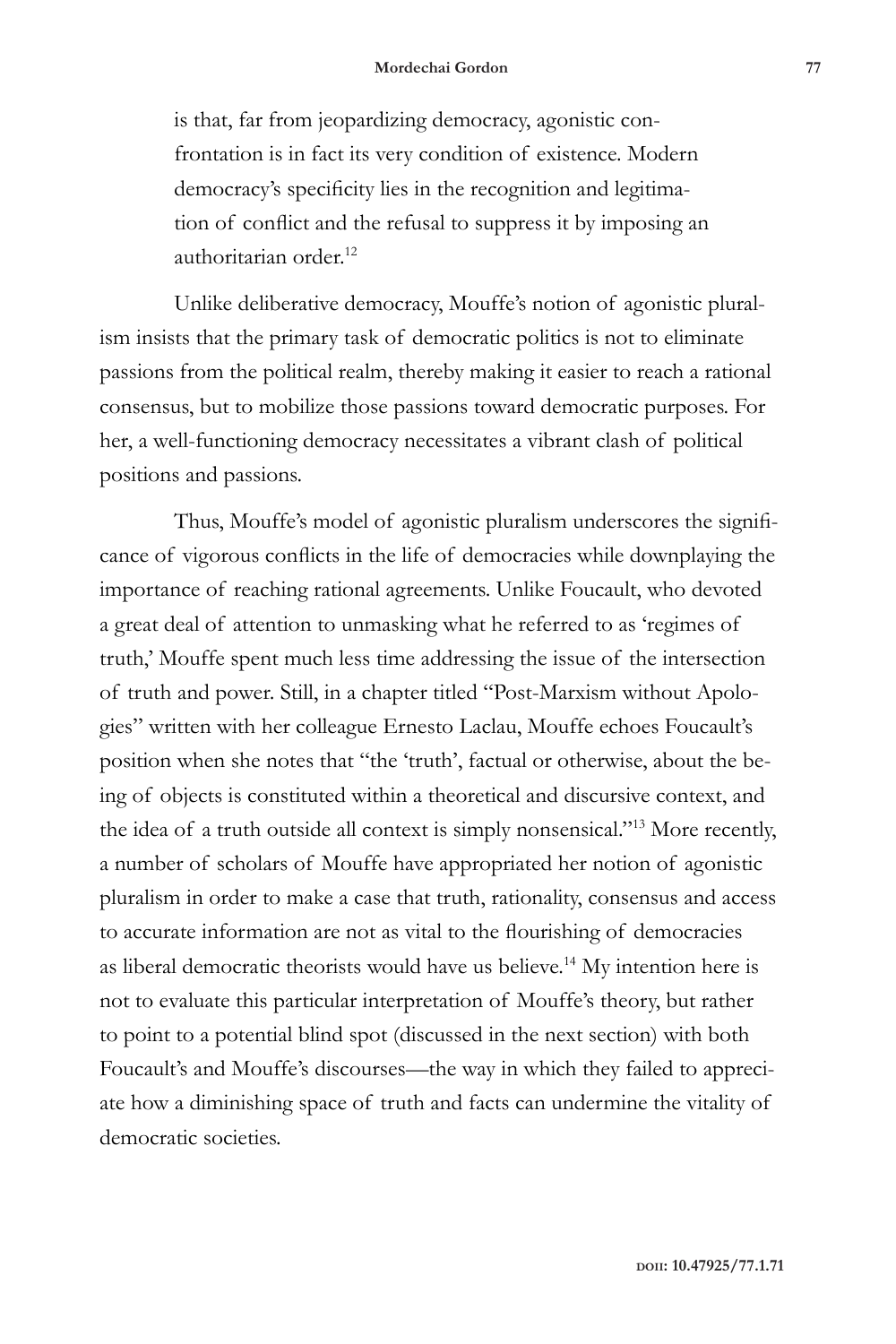> is that, far from jeopardizing democracy, agonistic confrontation is in fact its very condition of existence. Modern democracy's specificity lies in the recognition and legitimation of conflict and the refusal to suppress it by imposing an authoritarian order.[12]

Unlike deliberative democracy, Mouffe's notion of agonistic pluralism insists that the primary task of democratic politics is not to eliminate passions from the political realm, thereby making it easier to reach a rational consensus, but to mobilize those passions toward democratic purposes. For her, a well-functioning democracy necessitates a vibrant clash of political positions and passions.

Thus, Mouffe's model of agonistic pluralism underscores the significance of vigorous conflicts in the life of democracies while downplaying the importance of reaching rational agreements. Unlike Foucault, who devoted a great deal of attention to unmasking what he referred to as 'regimes of truth,' Mouffe spent much less time addressing the issue of the intersection of truth and power. Still, in a chapter titled "Post-Marxism without Apologies" written with her colleague Ernesto Laclau, Mouffe echoes Foucault's position when she notes that "the 'truth', factual or otherwise, about the being of objects is constituted within a theoretical and discursive context, and the idea of a truth outside all context is simply nonsensical."[13] More recently, a number of scholars of Mouffe have appropriated her notion of agonistic pluralism in order to make a case that truth, rationality, consensus and access to accurate information are not as vital to the flourishing of democracies as liberal democratic theorists would have us believe.[14] My intention here is not to evaluate this particular interpretation of Mouffe's theory, but rather to point to a potential blind spot (discussed in the next section) with both Foucault's and Mouffe's discourses—the way in which they failed to appreciate how a diminishing space of truth and facts can undermine the vitality of democratic societies.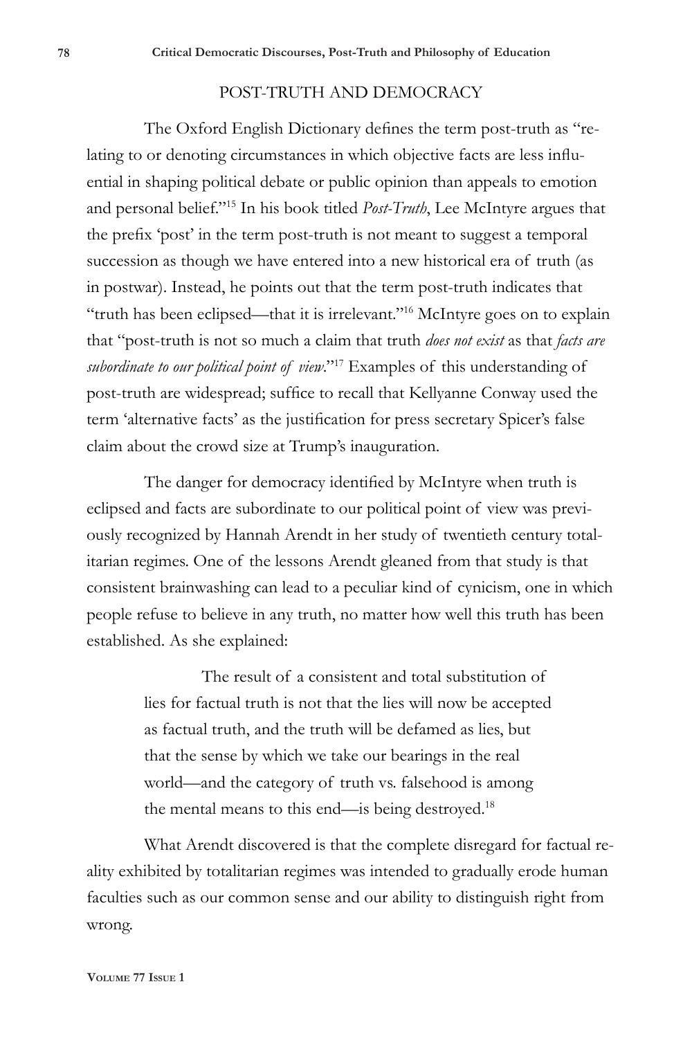## POST-TRUTH AND DEMOCRACY

The Oxford English Dictionary defines the term post-truth as "relating to or denoting circumstances in which objective facts are less influential in shaping political debate or public opinion than appeals to emotion and personal belief."[15] In his book titled *Post-Truth*, Lee McIntyre argues that the prefix 'post' in the term post-truth is not meant to suggest a temporal succession as though we have entered into a new historical era of truth (as in postwar). Instead, he points out that the term post-truth indicates that "truth has been eclipsed—that it is irrelevant."[16] McIntyre goes on to explain that "post-truth is not so much a claim that truth *does not exist* as that *facts are subordinate to our political point of view*."[17] Examples of this understanding of post-truth are widespread; suffice to recall that Kellyanne Conway used the term 'alternative facts' as the justification for press secretary Spicer's false claim about the crowd size at Trump's inauguration.

The danger for democracy identified by McIntyre when truth is eclipsed and facts are subordinate to our political point of view was previously recognized by Hannah Arendt in her study of twentieth century totalitarian regimes. One of the lessons Arendt gleaned from that study is that consistent brainwashing can lead to a peculiar kind of cynicism, one in which people refuse to believe in any truth, no matter how well this truth has been established. As she explained:

> The result of a consistent and total substitution of lies for factual truth is not that the lies will now be accepted as factual truth, and the truth will be defamed as lies, but that the sense by which we take our bearings in the real world—and the category of truth vs. falsehood is among the mental means to this end—is being destroyed.[18]

What Arendt discovered is that the complete disregard for factual reality exhibited by totalitarian regimes was intended to gradually erode human faculties such as our common sense and our ability to distinguish right from wrong.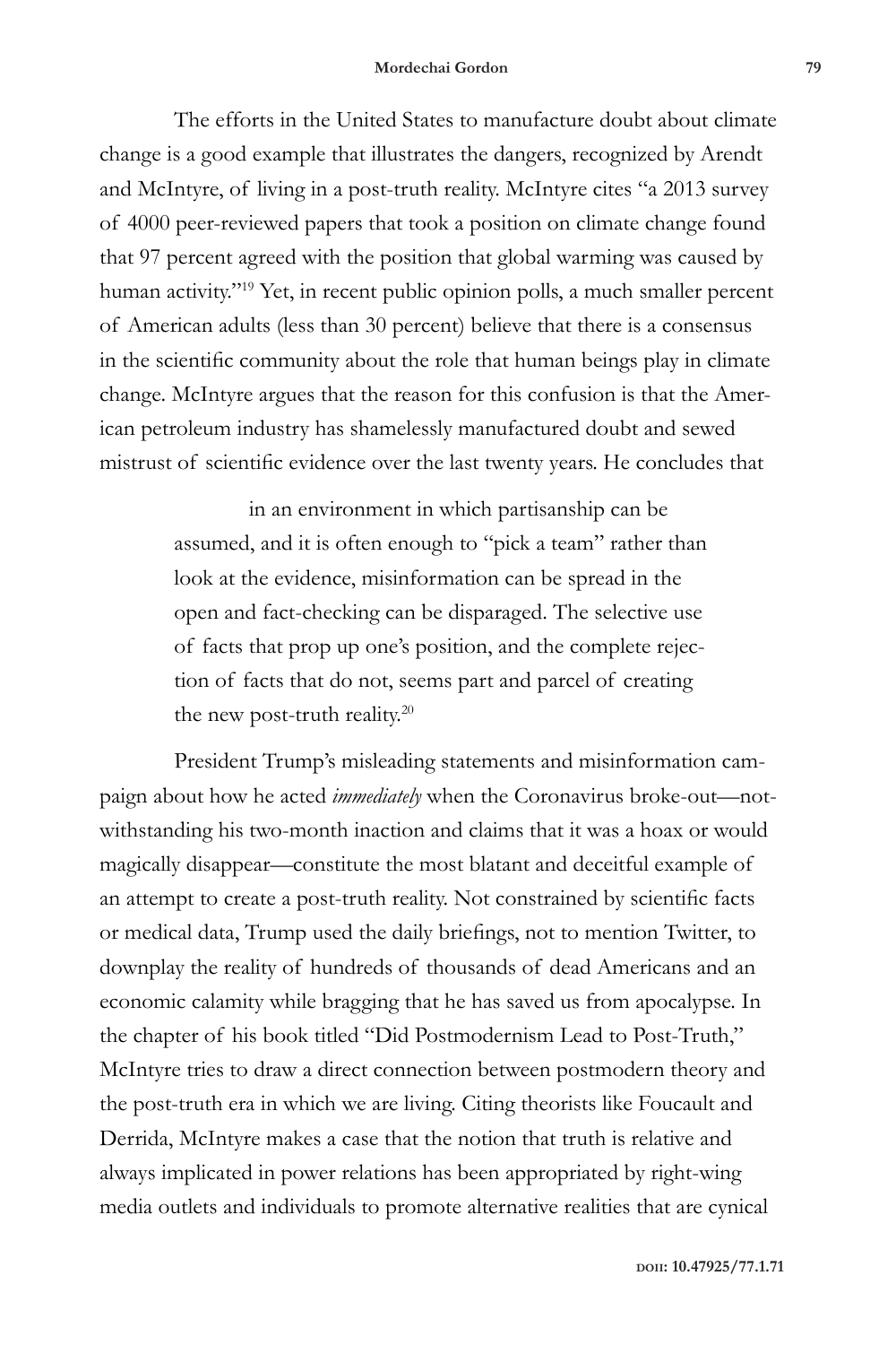The efforts in the United States to manufacture doubt about climate change is a good example that illustrates the dangers, recognized by Arendt and McIntyre, of living in a post-truth reality. McIntyre cites "a 2013 survey of 4000 peer-reviewed papers that took a position on climate change found that 97 percent agreed with the position that global warming was caused by human activity."[19] Yet, in recent public opinion polls, a much smaller percent of American adults (less than 30 percent) believe that there is a consensus in the scientific community about the role that human beings play in climate change. McIntyre argues that the reason for this confusion is that the American petroleum industry has shamelessly manufactured doubt and sewed mistrust of scientific evidence over the last twenty years. He concludes that

> in an environment in which partisanship can be assumed, and it is often enough to "pick a team" rather than look at the evidence, misinformation can be spread in the open and fact-checking can be disparaged. The selective use of facts that prop up one's position, and the complete rejection of facts that do not, seems part and parcel of creating the new post-truth reality.[20]

President Trump's misleading statements and misinformation campaign about how he acted *immediately* when the Coronavirus broke-out—notwithstanding his two-month inaction and claims that it was a hoax or would magically disappear—constitute the most blatant and deceitful example of an attempt to create a post-truth reality. Not constrained by scientific facts or medical data, Trump used the daily briefings, not to mention Twitter, to downplay the reality of hundreds of thousands of dead Americans and an economic calamity while bragging that he has saved us from apocalypse. In the chapter of his book titled "Did Postmodernism Lead to Post-Truth," McIntyre tries to draw a direct connection between postmodern theory and the post-truth era in which we are living. Citing theorists like Foucault and Derrida, McIntyre makes a case that the notion that truth is relative and always implicated in power relations has been appropriated by right-wing media outlets and individuals to promote alternative realities that are cynical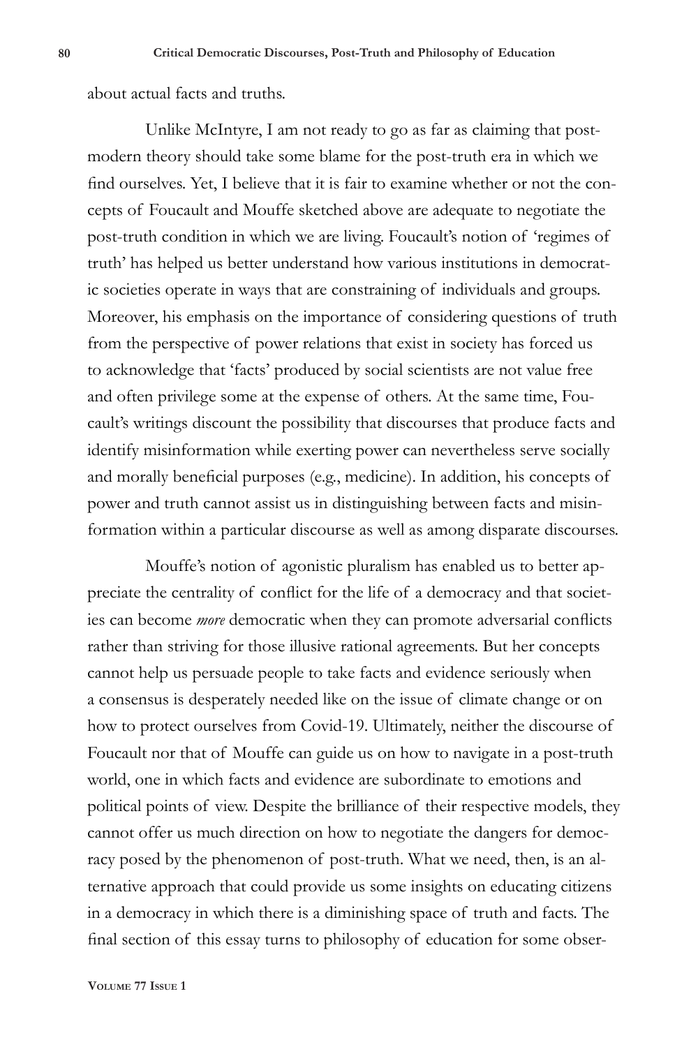about actual facts and truths.

Unlike McIntyre, I am not ready to go as far as claiming that postmodern theory should take some blame for the post-truth era in which we find ourselves. Yet, I believe that it is fair to examine whether or not the concepts of Foucault and Mouffe sketched above are adequate to negotiate the post-truth condition in which we are living. Foucault's notion of 'regimes of truth' has helped us better understand how various institutions in democratic societies operate in ways that are constraining of individuals and groups. Moreover, his emphasis on the importance of considering questions of truth from the perspective of power relations that exist in society has forced us to acknowledge that 'facts' produced by social scientists are not value free and often privilege some at the expense of others. At the same time, Foucault's writings discount the possibility that discourses that produce facts and identify misinformation while exerting power can nevertheless serve socially and morally beneficial purposes (e.g., medicine). In addition, his concepts of power and truth cannot assist us in distinguishing between facts and misinformation within a particular discourse as well as among disparate discourses.

Mouffe's notion of agonistic pluralism has enabled us to better appreciate the centrality of conflict for the life of a democracy and that societies can become *more* democratic when they can promote adversarial conflicts rather than striving for those illusive rational agreements. But her concepts cannot help us persuade people to take facts and evidence seriously when a consensus is desperately needed like on the issue of climate change or on how to protect ourselves from Covid-19. Ultimately, neither the discourse of Foucault nor that of Mouffe can guide us on how to navigate in a post-truth world, one in which facts and evidence are subordinate to emotions and political points of view. Despite the brilliance of their respective models, they cannot offer us much direction on how to negotiate the dangers for democracy posed by the phenomenon of post-truth. What we need, then, is an alternative approach that could provide us some insights on educating citizens in a democracy in which there is a diminishing space of truth and facts. The final section of this essay turns to philosophy of education for some obser-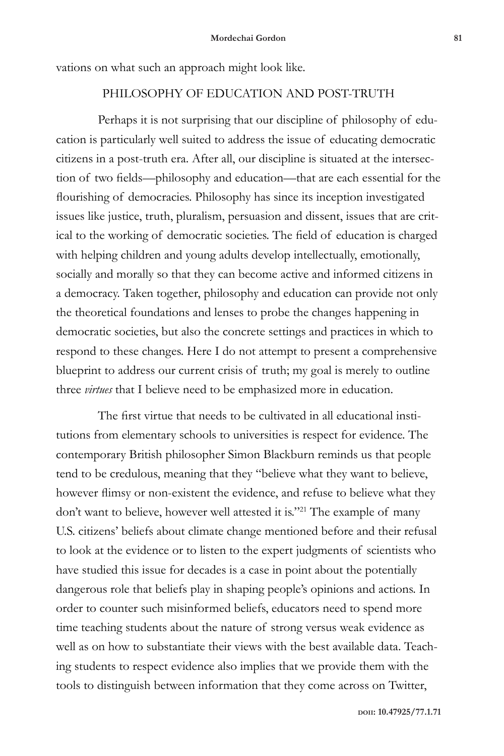vations on what such an approach might look like.

## PHILOSOPHY OF EDUCATION AND POST-TRUTH

Perhaps it is not surprising that our discipline of philosophy of education is particularly well suited to address the issue of educating democratic citizens in a post-truth era. After all, our discipline is situated at the intersection of two fields—philosophy and education—that are each essential for the flourishing of democracies. Philosophy has since its inception investigated issues like justice, truth, pluralism, persuasion and dissent, issues that are critical to the working of democratic societies. The field of education is charged with helping children and young adults develop intellectually, emotionally, socially and morally so that they can become active and informed citizens in a democracy. Taken together, philosophy and education can provide not only the theoretical foundations and lenses to probe the changes happening in democratic societies, but also the concrete settings and practices in which to respond to these changes. Here I do not attempt to present a comprehensive blueprint to address our current crisis of truth; my goal is merely to outline three *virtues* that I believe need to be emphasized more in education.

The first virtue that needs to be cultivated in all educational institutions from elementary schools to universities is respect for evidence. The contemporary British philosopher Simon Blackburn reminds us that people tend to be credulous, meaning that they "believe what they want to believe, however flimsy or non-existent the evidence, and refuse to believe what they don't want to believe, however well attested it is."[21] The example of many U.S. citizens' beliefs about climate change mentioned before and their refusal to look at the evidence or to listen to the expert judgments of scientists who have studied this issue for decades is a case in point about the potentially dangerous role that beliefs play in shaping people's opinions and actions. In order to counter such misinformed beliefs, educators need to spend more time teaching students about the nature of strong versus weak evidence as well as on how to substantiate their views with the best available data. Teaching students to respect evidence also implies that we provide them with the tools to distinguish between information that they come across on Twitter,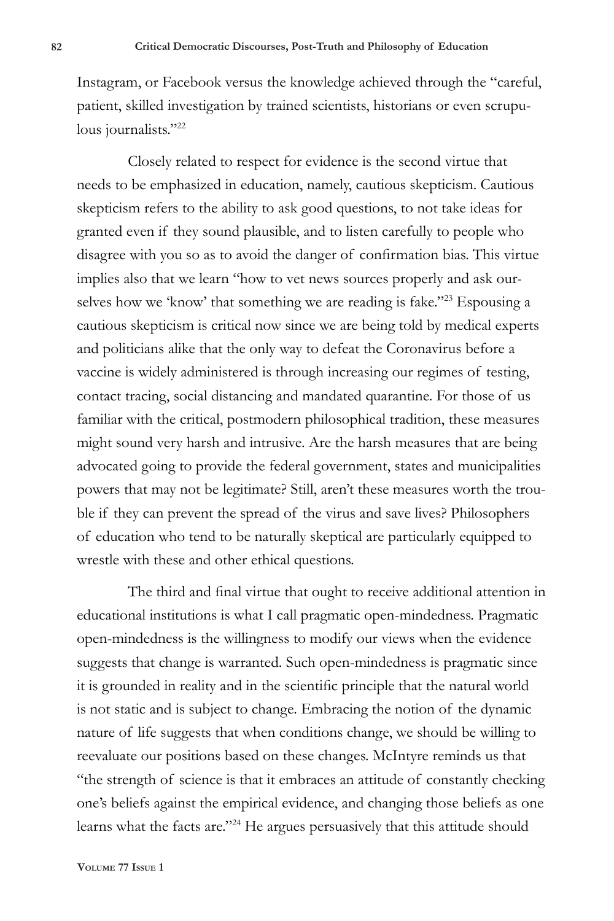Instagram, or Facebook versus the knowledge achieved through the "careful, patient, skilled investigation by trained scientists, historians or even scrupulous journalists."[22]

Closely related to respect for evidence is the second virtue that needs to be emphasized in education, namely, cautious skepticism. Cautious skepticism refers to the ability to ask good questions, to not take ideas for granted even if they sound plausible, and to listen carefully to people who disagree with you so as to avoid the danger of confirmation bias. This virtue implies also that we learn "how to vet news sources properly and ask ourselves how we 'know' that something we are reading is fake."[23] Espousing a cautious skepticism is critical now since we are being told by medical experts and politicians alike that the only way to defeat the Coronavirus before a vaccine is widely administered is through increasing our regimes of testing, contact tracing, social distancing and mandated quarantine. For those of us familiar with the critical, postmodern philosophical tradition, these measures might sound very harsh and intrusive. Are the harsh measures that are being advocated going to provide the federal government, states and municipalities powers that may not be legitimate? Still, aren't these measures worth the trouble if they can prevent the spread of the virus and save lives? Philosophers of education who tend to be naturally skeptical are particularly equipped to wrestle with these and other ethical questions.

The third and final virtue that ought to receive additional attention in educational institutions is what I call pragmatic open-mindedness. Pragmatic open-mindedness is the willingness to modify our views when the evidence suggests that change is warranted. Such open-mindedness is pragmatic since it is grounded in reality and in the scientific principle that the natural world is not static and is subject to change. Embracing the notion of the dynamic nature of life suggests that when conditions change, we should be willing to reevaluate our positions based on these changes. McIntyre reminds us that "the strength of science is that it embraces an attitude of constantly checking one's beliefs against the empirical evidence, and changing those beliefs as one learns what the facts are."[24] He argues persuasively that this attitude should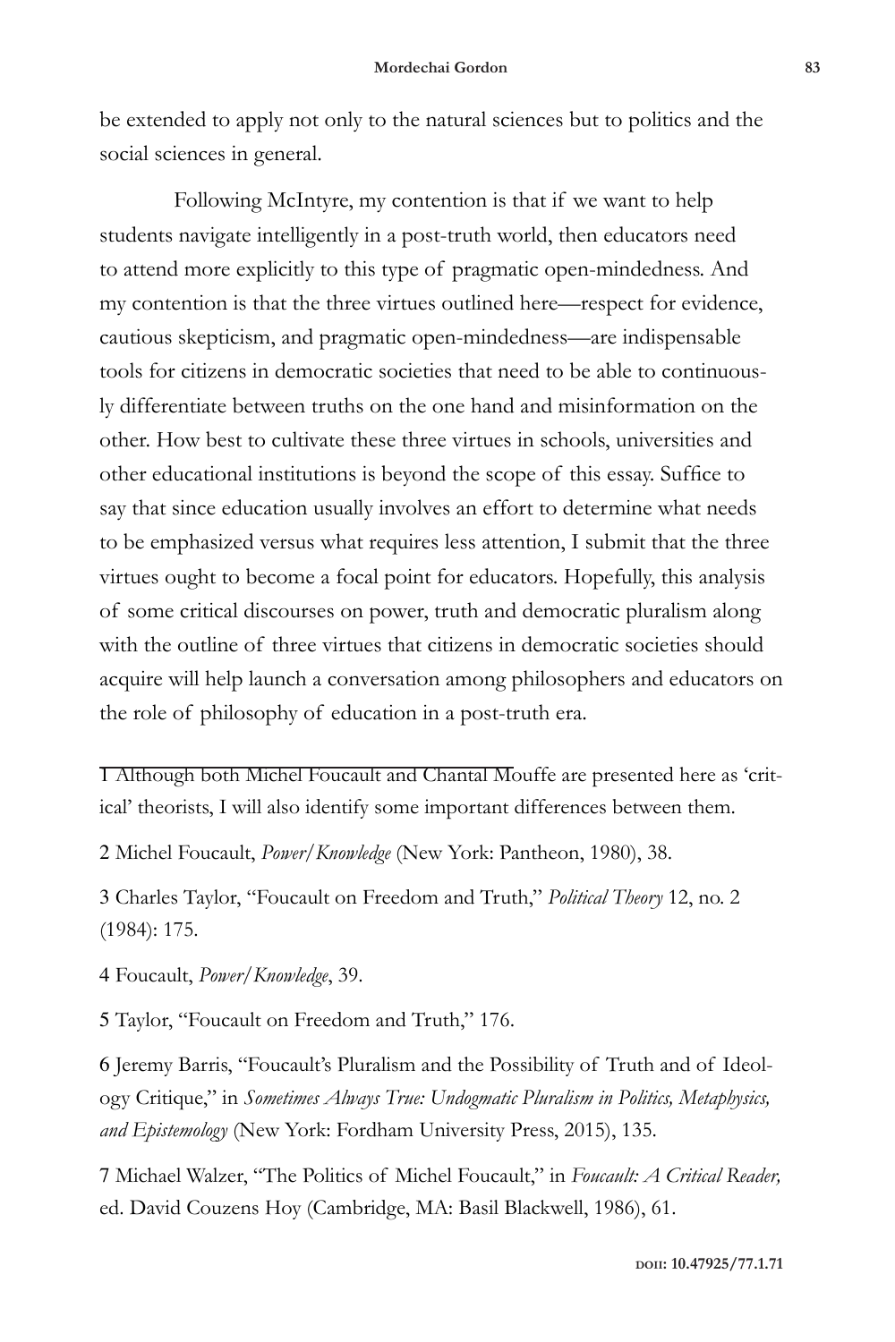be extended to apply not only to the natural sciences but to politics and the social sciences in general.

Following McIntyre, my contention is that if we want to help students navigate intelligently in a post-truth world, then educators need to attend more explicitly to this type of pragmatic open-mindedness. And my contention is that the three virtues outlined here—respect for evidence, cautious skepticism, and pragmatic open-mindedness—are indispensable tools for citizens in democratic societies that need to be able to continuously differentiate between truths on the one hand and misinformation on the other. How best to cultivate these three virtues in schools, universities and other educational institutions is beyond the scope of this essay. Suffice to say that since education usually involves an effort to determine what needs to be emphasized versus what requires less attention, I submit that the three virtues ought to become a focal point for educators. Hopefully, this analysis of some critical discourses on power, truth and democratic pluralism along with the outline of three virtues that citizens in democratic societies should acquire will help launch a conversation among philosophers and educators on the role of philosophy of education in a post-truth era.

---

1 Although both Michel Foucault and Chantal Mouffe are presented here as 'critical' theorists, I will also identify some important differences between them.

2 Michel Foucault, *Power/Knowledge* (New York: Pantheon, 1980), 38.

3 Charles Taylor, "Foucault on Freedom and Truth," *Political Theory* 12, no. 2 (1984): 175.

4 Foucault, *Power/Knowledge*, 39.

5 Taylor, "Foucault on Freedom and Truth," 176.

6 Jeremy Barris, "Foucault's Pluralism and the Possibility of Truth and of Ideology Critique," in *Sometimes Always True: Undogmatic Pluralism in Politics, Metaphysics, and Epistemology* (New York: Fordham University Press, 2015), 135.

7 Michael Walzer, "The Politics of Michel Foucault," in *Foucault: A Critical Reader,* ed. David Couzens Hoy (Cambridge, MA: Basil Blackwell, 1986), 61.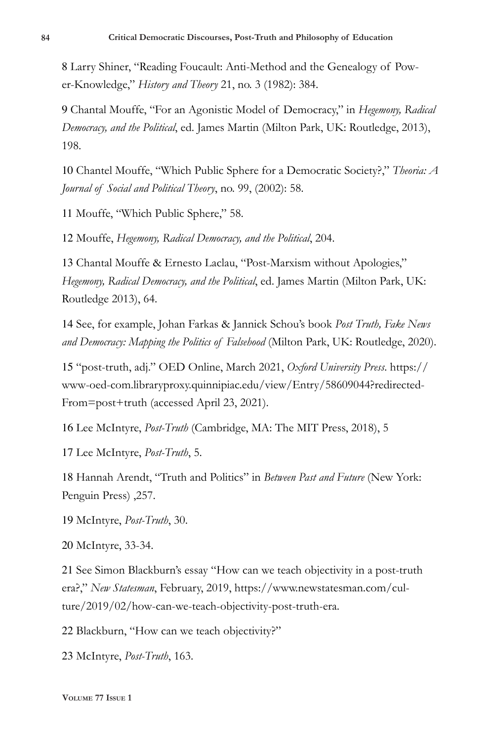8 Larry Shiner, "Reading Foucault: Anti-Method and the Genealogy of Power-Knowledge," *History and Theory* 21, no. 3 (1982): 384.

9 Chantal Mouffe, "For an Agonistic Model of Democracy," in *Hegemony, Radical Democracy, and the Political*, ed. James Martin (Milton Park, UK: Routledge, 2013), 198.

10 Chantel Mouffe, "Which Public Sphere for a Democratic Society?," *Theoria: A Journal of Social and Political Theory*, no. 99, (2002): 58.

11 Mouffe, "Which Public Sphere," 58.

12 Mouffe, *Hegemony, Radical Democracy, and the Political*, 204.

13 Chantal Mouffe & Ernesto Laclau, "Post-Marxism without Apologies," *Hegemony, Radical Democracy, and the Political*, ed. James Martin (Milton Park, UK: Routledge 2013), 64.

14 See, for example, Johan Farkas & Jannick Schou's book *Post Truth, Fake News and Democracy: Mapping the Politics of Falsehood* (Milton Park, UK: Routledge, 2020).

15 "post-truth, adj." OED Online, March 2021, *Oxford University Press*. https://www-oed-com.libraryproxy.quinnipiac.edu/view/Entry/58609044?redirectedFrom=post+truth (accessed April 23, 2021).

16 Lee McIntyre, *Post-Truth* (Cambridge, MA: The MIT Press, 2018), 5

17 Lee McIntyre, *Post-Truth*, 5.

18 Hannah Arendt, "Truth and Politics" in *Between Past and Future* (New York: Penguin Press) ,257.

19 McIntyre, *Post-Truth*, 30.

20 McIntyre, 33-34.

21 See Simon Blackburn's essay "How can we teach objectivity in a post-truth era?," *New Statesman*, February, 2019, https://www.newstatesman.com/culture/2019/02/how-can-we-teach-objectivity-post-truth-era.

22 Blackburn, "How can we teach objectivity?"

23 McIntyre, *Post-Truth*, 163.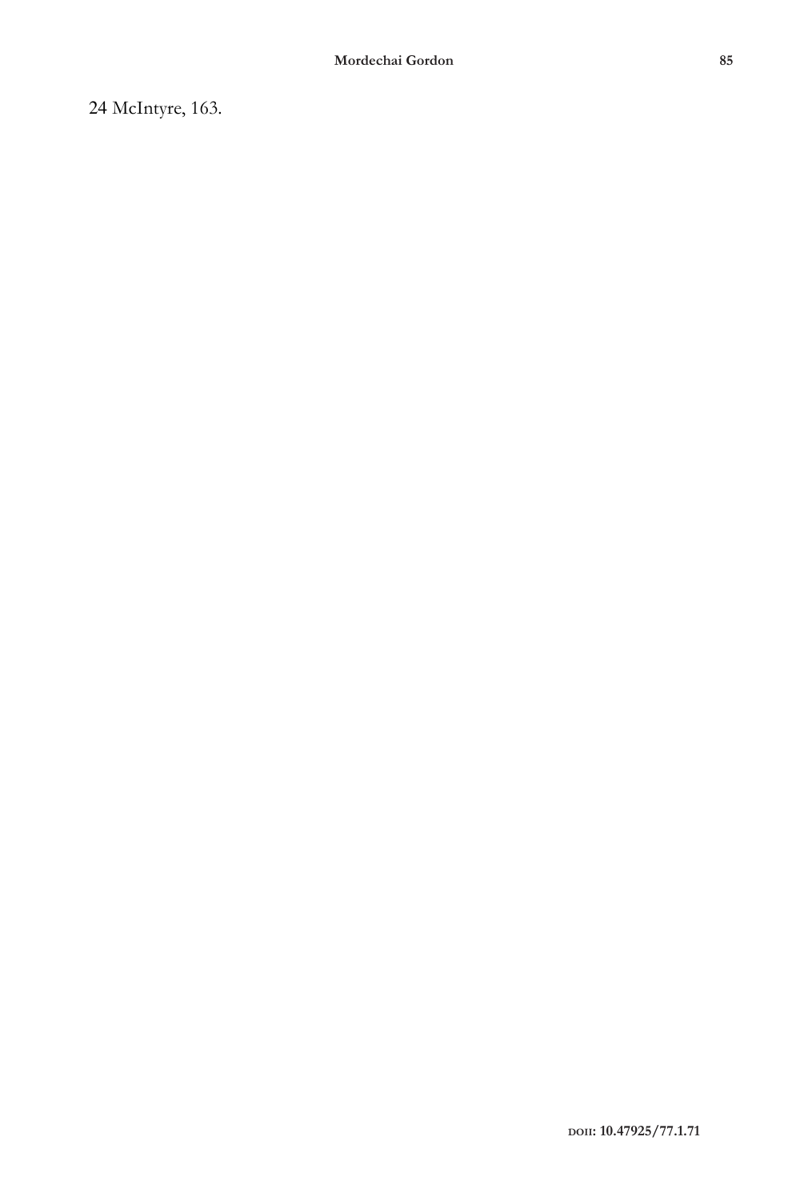24 McIntyre, 163.